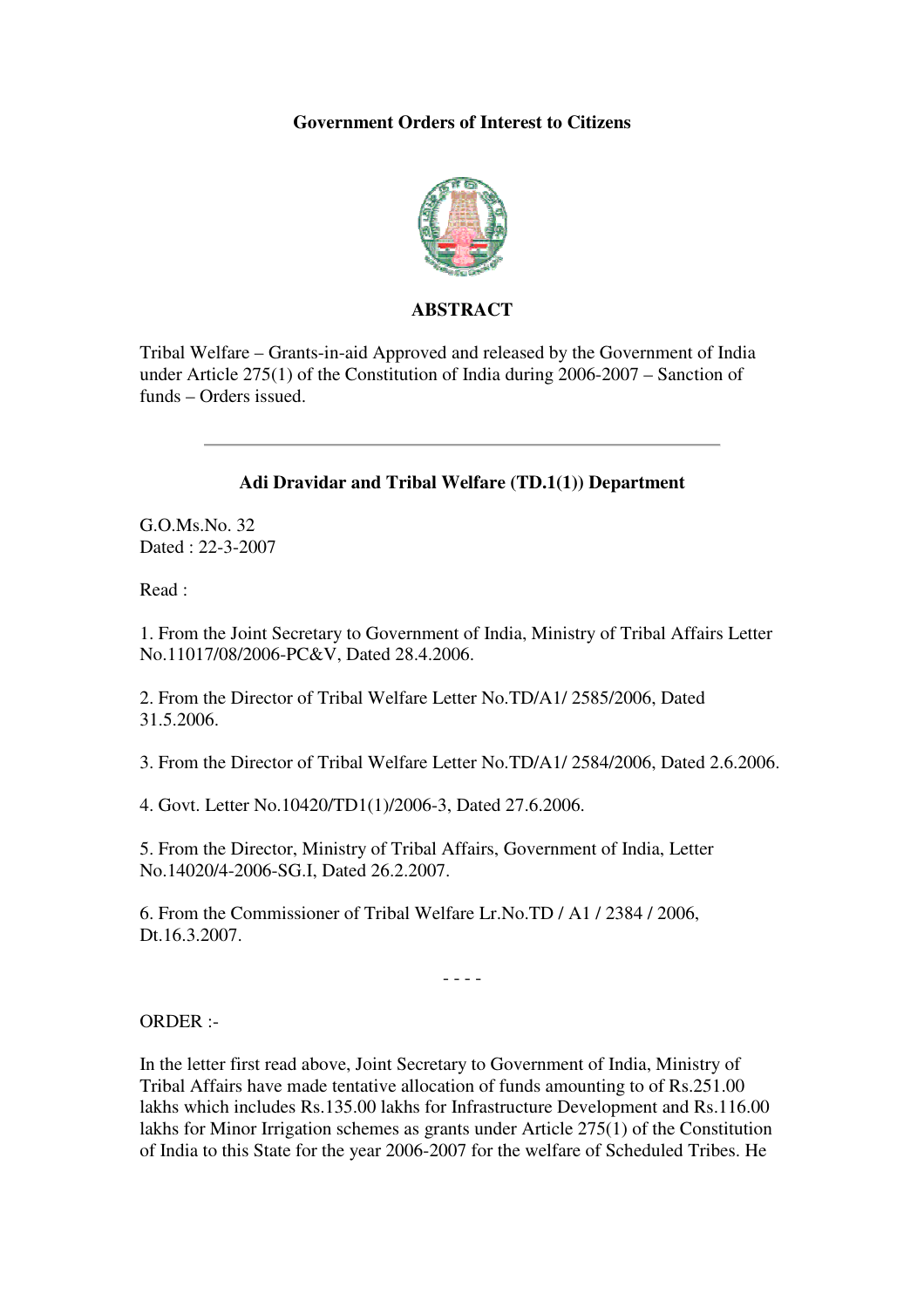**Government Orders of Interest to Citizens**

**ABSTRACT**

Tribal Welfare – Grants-in-aid Approved and released by the Government of India under Article 275(1) of the Constitution of India during 2006-2007 – Sanction of funds – Orders issued.

---

**Adi Dravidar and Tribal Welfare (TD.1(1)) Department**

G.O.Ms.No. 32
Dated : 22-3-2007

Read :

1. From the Joint Secretary to Government of India, Ministry of Tribal Affairs Letter No.11017/08/2006-PC&V, Dated 28.4.2006.

2. From the Director of Tribal Welfare Letter No.TD/A1/ 2585/2006, Dated 31.5.2006.

3. From the Director of Tribal Welfare Letter No.TD/A1/ 2584/2006, Dated 2.6.2006.

4. Govt. Letter No.10420/TD1(1)/2006-3, Dated 27.6.2006.

5. From the Director, Ministry of Tribal Affairs, Government of India, Letter No.14020/4-2006-SG.I, Dated 26.2.2007.

6. From the Commissioner of Tribal Welfare Lr.No.TD / A1 / 2384 / 2006, Dt.16.3.2007.

- - - -

ORDER :-

In the letter first read above, Joint Secretary to Government of India, Ministry of Tribal Affairs have made tentative allocation of funds amounting to of Rs.251.00 lakhs which includes Rs.135.00 lakhs for Infrastructure Development and Rs.116.00 lakhs for Minor Irrigation schemes as grants under Article 275(1) of the Constitution of India to this State for the year 2006-2007 for the welfare of Scheduled Tribes. He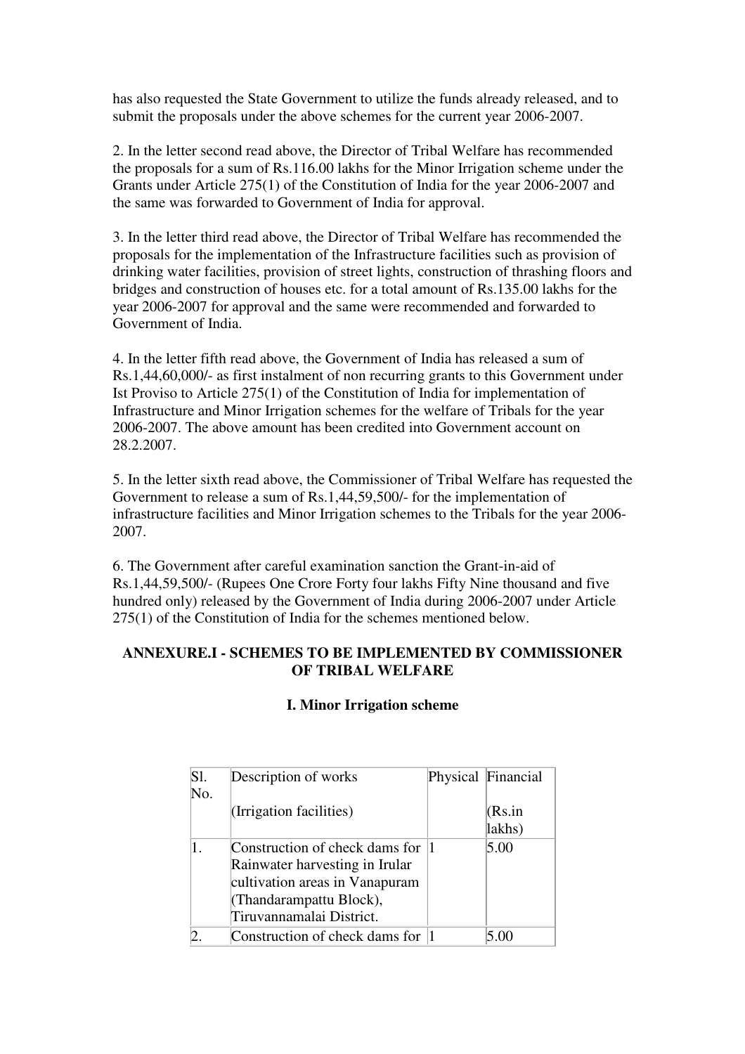has also requested the State Government to utilize the funds already released, and to submit the proposals under the above schemes for the current year 2006-2007.

2. In the letter second read above, the Director of Tribal Welfare has recommended the proposals for a sum of Rs.116.00 lakhs for the Minor Irrigation scheme under the Grants under Article 275(1) of the Constitution of India for the year 2006-2007 and the same was forwarded to Government of India for approval.

3. In the letter third read above, the Director of Tribal Welfare has recommended the proposals for the implementation of the Infrastructure facilities such as provision of drinking water facilities, provision of street lights, construction of thrashing floors and bridges and construction of houses etc. for a total amount of Rs.135.00 lakhs for the year 2006-2007 for approval and the same were recommended and forwarded to Government of India.

4. In the letter fifth read above, the Government of India has released a sum of Rs.1,44,60,000/- as first instalment of non recurring grants to this Government under Ist Proviso to Article 275(1) of the Constitution of India for implementation of Infrastructure and Minor Irrigation schemes for the welfare of Tribals for the year 2006-2007. The above amount has been credited into Government account on 28.2.2007.

5. In the letter sixth read above, the Commissioner of Tribal Welfare has requested the Government to release a sum of Rs.1,44,59,500/- for the implementation of infrastructure facilities and Minor Irrigation schemes to the Tribals for the year 2006-2007.

6. The Government after careful examination sanction the Grant-in-aid of Rs.1,44,59,500/- (Rupees One Crore Forty four lakhs Fifty Nine thousand and five hundred only) released by the Government of India during 2006-2007 under Article 275(1) of the Constitution of India for the schemes mentioned below.

## ANNEXURE.I - SCHEMES TO BE IMPLEMENTED BY COMMISSIONER OF TRIBAL WELFARE

### I. Minor Irrigation scheme

| Sl. No. | Description of works (Irrigation facilities) | Physical | Financial (Rs.in lakhs) |
|---|---|---|---|
| 1. | Construction of check dams for Rainwater harvesting in Irular cultivation areas in Vanapuram (Thandarampattu Block), Tiruvannamalai District. | 1 | 5.00 |
| 2. | Construction of check dams for | 1 | 5.00 |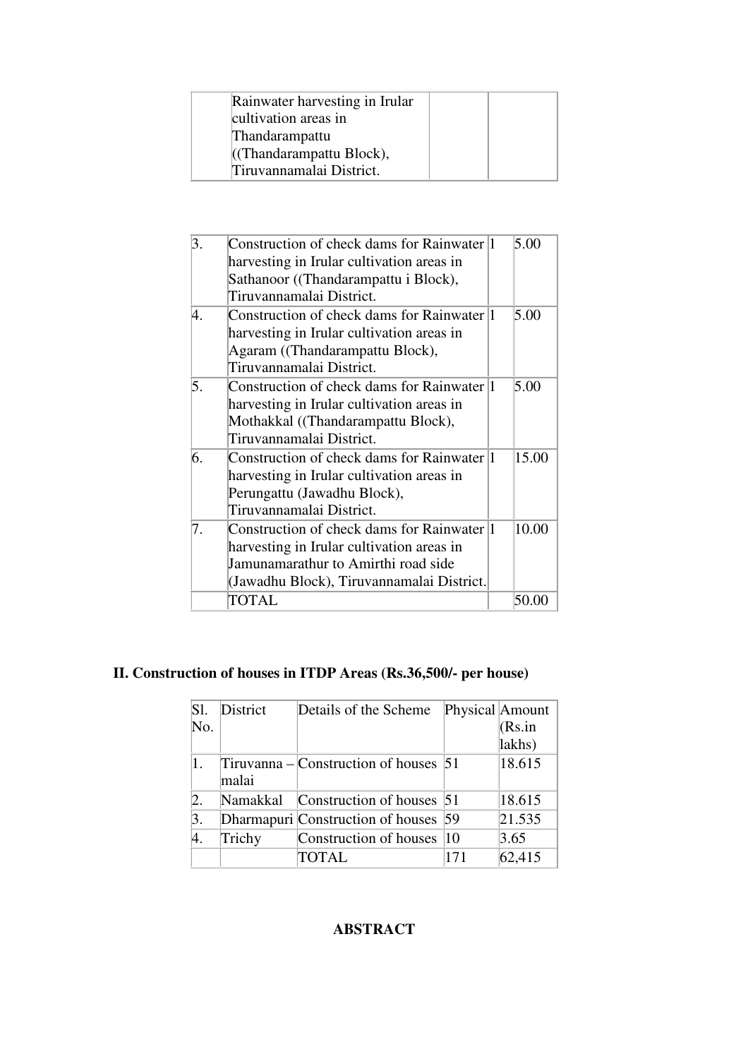| | Rainwater harvesting in Irular cultivation areas in Thandarampattu ((Thandarampattu Block), Tiruvannamalai District. | | |
|---|---|---|---|

| | | | |
|---|---|---|---|
| 3. | Construction of check dams for Rainwater harvesting in Irular cultivation areas in Sathanoor ((Thandarampattu i Block), Tiruvannamalai District. | 1 | 5.00 |
| 4. | Construction of check dams for Rainwater harvesting in Irular cultivation areas in Agaram ((Thandarampattu Block), Tiruvannamalai District. | 1 | 5.00 |
| 5. | Construction of check dams for Rainwater harvesting in Irular cultivation areas in Mothakkal ((Thandarampattu Block), Tiruvannamalai District. | 1 | 5.00 |
| 6. | Construction of check dams for Rainwater harvesting in Irular cultivation areas in Perungattu (Jawadhu Block), Tiruvannamalai District. | 1 | 15.00 |
| 7. | Construction of check dams for Rainwater harvesting in Irular cultivation areas in Jamunamarathur to Amirthi road side (Jawadhu Block), Tiruvannamalai District. | 1 | 10.00 |
| | TOTAL | | 50.00 |

## II. Construction of houses in ITDP Areas (Rs.36,500/- per house)

| Sl. No. | District | Details of the Scheme | Physical | Amount (Rs.in lakhs) |
|---|---|---|---|---|
| 1. | Tiruvanna – malai | Construction of houses | 51 | 18.615 |
| 2. | Namakkal | Construction of houses | 51 | 18.615 |
| 3. | Dharmapuri | Construction of houses | 59 | 21.535 |
| 4. | Trichy | Construction of houses | 10 | 3.65 |
| | | TOTAL | 171 | 62,415 |

**ABSTRACT**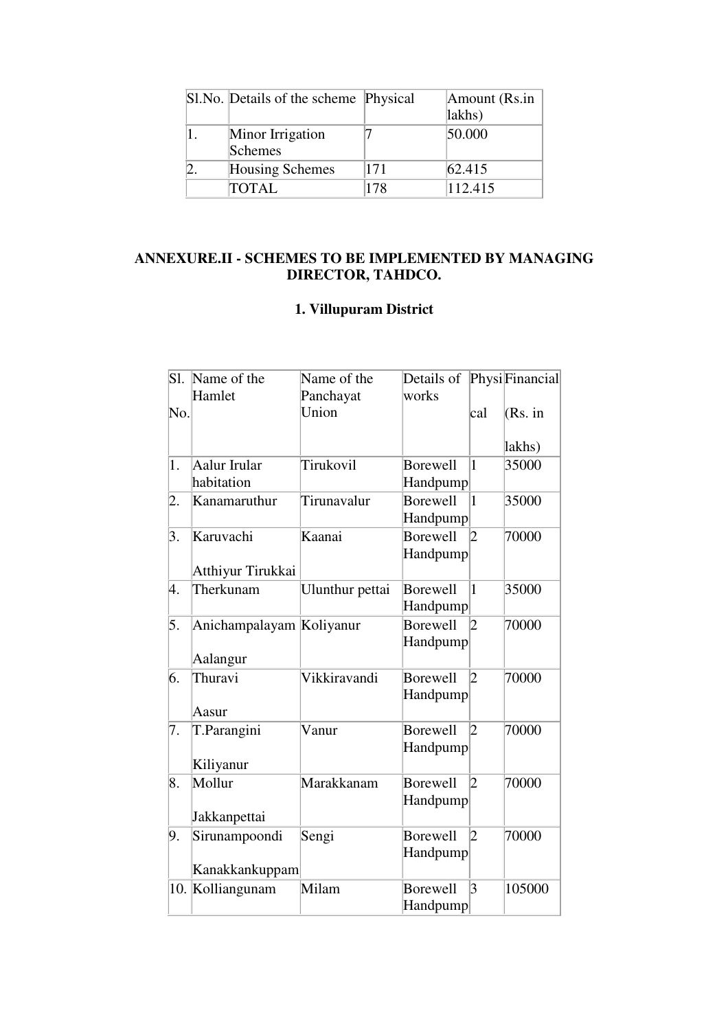| Sl.No. | Details of the scheme | Physical | Amount (Rs.in lakhs) |
|---|---|---|---|
| 1. | Minor Irrigation Schemes | 7 | 50.000 |
| 2. | Housing Schemes | 171 | 62.415 |
| | TOTAL | 178 | 112.415 |

**ANNEXURE.II - SCHEMES TO BE IMPLEMENTED BY MANAGING DIRECTOR, TAHDCO.**

**1. Villupuram District**

| Sl. No. | Name of the Hamlet | Name of the Panchayat Union | Details of works | Physical | Financial (Rs. in lakhs) |
|---|---|---|---|---|---|
| 1. | Aalur Irular habitation | Tirukovil | Borewell Handpump | 1 | 35000 |
| 2. | Kanamaruthur | Tirunavalur | Borewell Handpump | 1 | 35000 |
| 3. | Karuvachi<br>Atthiyur Tirukkai | Kaanai | Borewell Handpump | 2 | 70000 |
| 4. | Therkunam | Ulunthur pettai | Borewell Handpump | 1 | 35000 |
| 5. | Anichampalayam<br>Aalangur | Koliyanur | Borewell Handpump | 2 | 70000 |
| 6. | Thuravi<br>Aasur | Vikkiravandi | Borewell Handpump | 2 | 70000 |
| 7. | T.Parangini<br>Kiliyanur | Vanur | Borewell Handpump | 2 | 70000 |
| 8. | Mollur<br>Jakkanpettai | Marakkanam | Borewell Handpump | 2 | 70000 |
| 9. | Sirunampoondi<br>Kanakkankuppam | Sengi | Borewell Handpump | 2 | 70000 |
| 10. | Kolliangunam | Milam | Borewell Handpump | 3 | 105000 |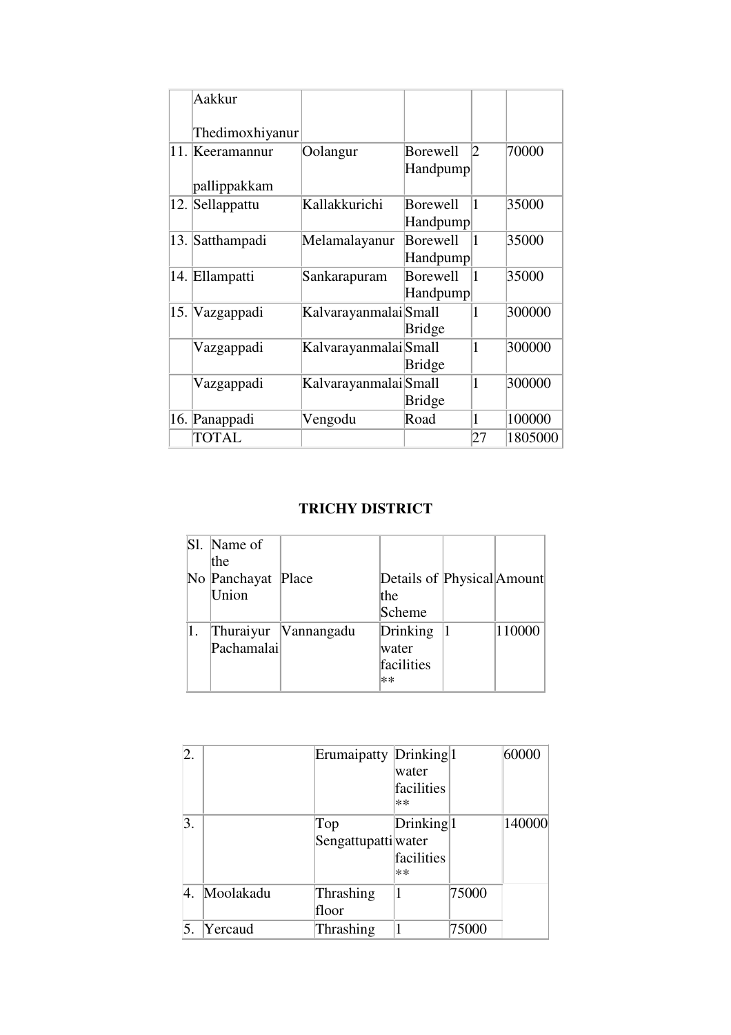| | Aakkur<br><br>Thedimoxhiyanur | | | | |
|---|---|---|---|---|---|
| 11. | Keeramannur<br><br>pallippakkam | Oolangur | Borewell Handpump | 2 | 70000 |
| 12. | Sellappattu | Kallakkurichi | Borewell Handpump | 1 | 35000 |
| 13. | Satthampadi | Melamalayanur | Borewell Handpump | 1 | 35000 |
| 14. | Ellampatti | Sankarapuram | Borewell Handpump | 1 | 35000 |
| 15. | Vazgappadi | Kalvarayanmalai | Small Bridge | 1 | 300000 |
| | Vazgappadi | Kalvarayanmalai | Small Bridge | 1 | 300000 |
| | Vazgappadi | Kalvarayanmalai | Small Bridge | 1 | 300000 |
| 16. | Panappadi | Vengodu | Road | 1 | 100000 |
| | TOTAL | | | 27 | 1805000 |

**TRICHY DISTRICT**

| Sl. No | Name of the Panchayat Union | Place | Details of the Scheme | Physical | Amount |
|---|---|---|---|---|---|
| 1. | Thuraiyur Pachamalai | Vannangadu | Drinking water facilities ** | 1 | 110000 |
| 2. | | Erumaipatty | Drinking water facilities ** | 1 | 60000 |
| 3. | | Top Sengattupatti | Drinking water facilities ** | 1 | 140000 |
| 4. | Moolakadu | Thrashing floor | 1 | 75000 | |
| 5. | Yercaud | Thrashing | 1 | 75000 | |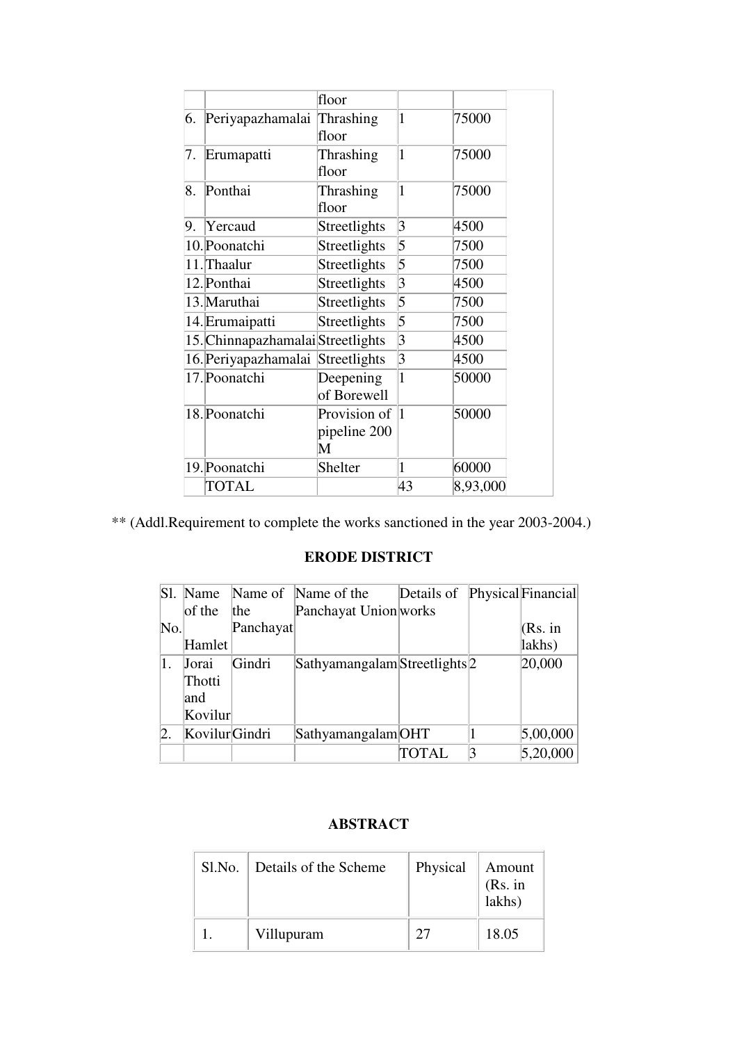|  |  | floor |  |  |
|---|---|---|---|---|
| 6. | Periyapazhamalai | Thrashing floor | 1 | 75000 |
| 7. | Erumapatti | Thrashing floor | 1 | 75000 |
| 8. | Ponthai | Thrashing floor | 1 | 75000 |
| 9. | Yercaud | Streetlights | 3 | 4500 |
| 10. | Poonatchi | Streetlights | 5 | 7500 |
| 11. | Thaalur | Streetlights | 5 | 7500 |
| 12. | Ponthai | Streetlights | 3 | 4500 |
| 13. | Maruthai | Streetlights | 5 | 7500 |
| 14. | Erumaipatti | Streetlights | 5 | 7500 |
| 15. | Chinnapazhamalai | Streetlights | 3 | 4500 |
| 16. | Periyapazhamalai | Streetlights | 3 | 4500 |
| 17. | Poonatchi | Deepening of Borewell | 1 | 50000 |
| 18. | Poonatchi | Provision of pipeline 200 M | 1 | 50000 |
| 19. | Poonatchi | Shelter | 1 | 60000 |
|  | TOTAL |  | 43 | 8,93,000 |

** (Addl.Requirement to complete the works sanctioned in the year 2003-2004.)

**ERODE DISTRICT**

| Sl. No. | Name of the Hamlet | Name of the Panchayat | Name of the Panchayat Union | Details of works | Physical | Financial (Rs. in lakhs) |
|---|---|---|---|---|---|---|
| 1. | Jorai Thotti and Kovilur | Gindri | Sathyamangalam | Streetlights | 2 | 20,000 |
| 2. | Kovilur | Gindri | Sathyamangalam | OHT | 1 | 5,00,000 |
|  |  |  |  | TOTAL | 3 | 5,20,000 |

**ABSTRACT**

| Sl.No. | Details of the Scheme | Physical | Amount (Rs. in lakhs) |
|---|---|---|---|
| 1. | Villupuram | 27 | 18.05 |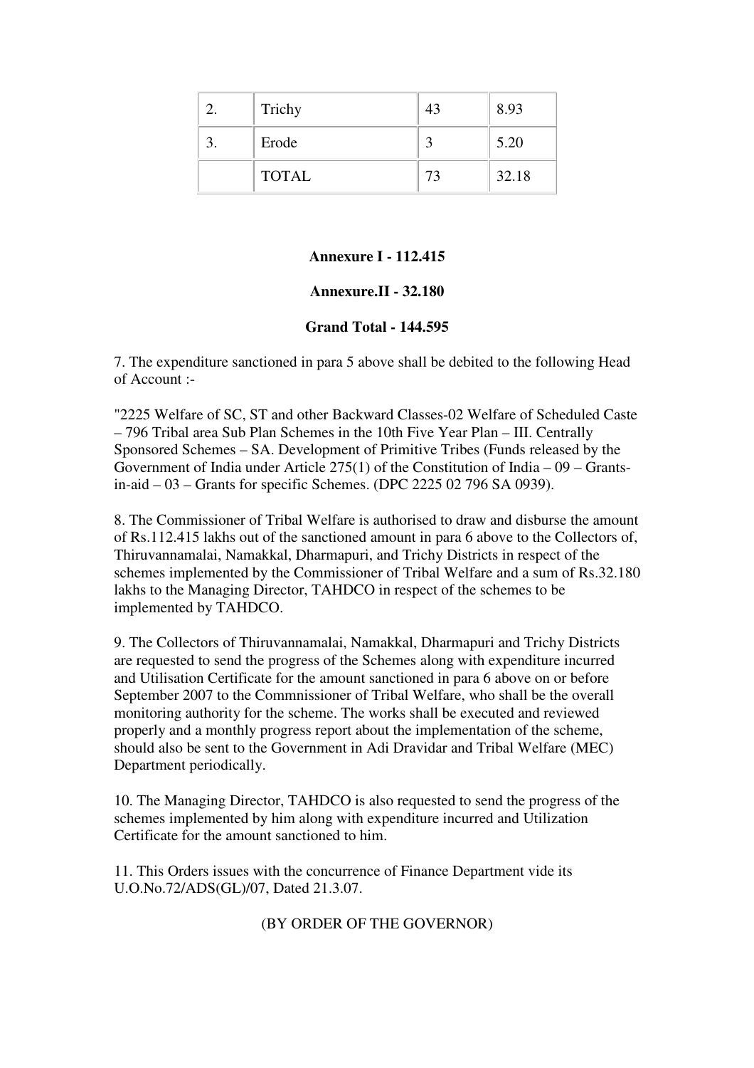| | | | |
|---|---|---|---|
| 2. | Trichy | 43 | 8.93 |
| 3. | Erode | 3 | 5.20 |
| | TOTAL | 73 | 32.18 |

**Annexure I - 112.415**

**Annexure.II - 32.180**

**Grand Total - 144.595**

7. The expenditure sanctioned in para 5 above shall be debited to the following Head of Account :-

"2225 Welfare of SC, ST and other Backward Classes-02 Welfare of Scheduled Caste – 796 Tribal area Sub Plan Schemes in the 10th Five Year Plan – III. Centrally Sponsored Schemes – SA. Development of Primitive Tribes (Funds released by the Government of India under Article 275(1) of the Constitution of India – 09 – Grants-in-aid – 03 – Grants for specific Schemes. (DPC 2225 02 796 SA 0939).

8. The Commissioner of Tribal Welfare is authorised to draw and disburse the amount of Rs.112.415 lakhs out of the sanctioned amount in para 6 above to the Collectors of, Thiruvannamalai, Namakkal, Dharmapuri, and Trichy Districts in respect of the schemes implemented by the Commissioner of Tribal Welfare and a sum of Rs.32.180 lakhs to the Managing Director, TAHDCO in respect of the schemes to be implemented by TAHDCO.

9. The Collectors of Thiruvannamalai, Namakkal, Dharmapuri and Trichy Districts are requested to send the progress of the Schemes along with expenditure incurred and Utilisation Certificate for the amount sanctioned in para 6 above on or before September 2007 to the Commnissioner of Tribal Welfare, who shall be the overall monitoring authority for the scheme. The works shall be executed and reviewed properly and a monthly progress report about the implementation of the scheme, should also be sent to the Government in Adi Dravidar and Tribal Welfare (MEC) Department periodically.

10. The Managing Director, TAHDCO is also requested to send the progress of the schemes implemented by him along with expenditure incurred and Utilization Certificate for the amount sanctioned to him.

11. This Orders issues with the concurrence of Finance Department vide its U.O.No.72/ADS(GL)/07, Dated 21.3.07.

(BY ORDER OF THE GOVERNOR)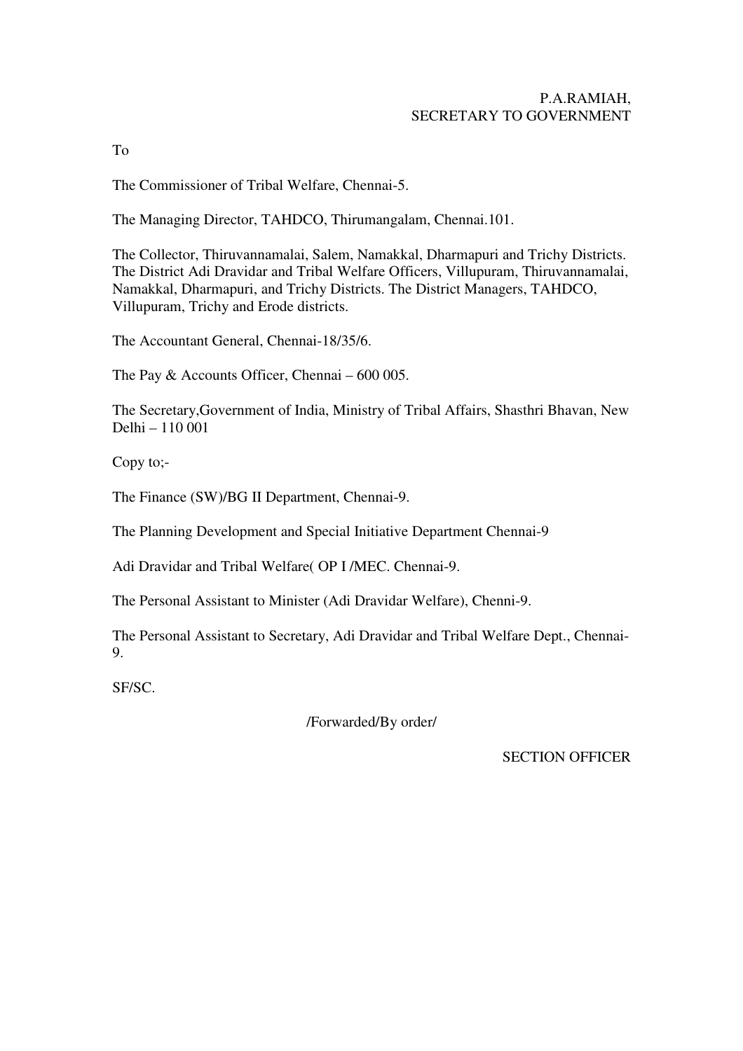P.A.RAMIAH,
SECRETARY TO GOVERNMENT

To

The Commissioner of Tribal Welfare, Chennai-5.

The Managing Director, TAHDCO, Thirumangalam, Chennai.101.

The Collector, Thiruvannamalai, Salem, Namakkal, Dharmapuri and Trichy Districts. The District Adi Dravidar and Tribal Welfare Officers, Villupuram, Thiruvannamalai, Namakkal, Dharmapuri, and Trichy Districts. The District Managers, TAHDCO, Villupuram, Trichy and Erode districts.

The Accountant General, Chennai-18/35/6.

The Pay & Accounts Officer, Chennai – 600 005.

The Secretary,Government of India, Ministry of Tribal Affairs, Shasthri Bhavan, New Delhi – 110 001

Copy to;-

The Finance (SW)/BG II Department, Chennai-9.

The Planning Development and Special Initiative Department Chennai-9

Adi Dravidar and Tribal Welfare( OP I /MEC. Chennai-9.

The Personal Assistant to Minister (Adi Dravidar Welfare), Chenni-9.

The Personal Assistant to Secretary, Adi Dravidar and Tribal Welfare Dept., Chennai-9.

SF/SC.

/Forwarded/By order/

SECTION OFFICER